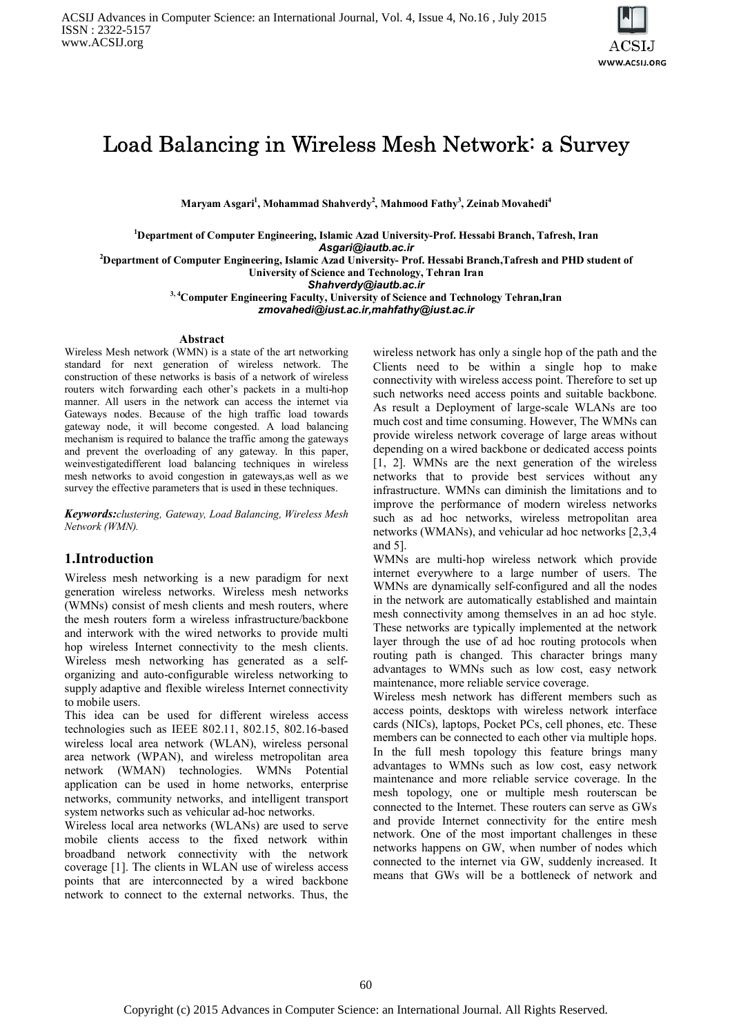# Load Balancing in Wireless Mesh Network: a Survey

**Maryam Asgari[1], Mohammad Shahverdy[2], Mahmood Fathy[3], Zeinab Movahedi[4]**

[1]Department of Computer Engineering, Islamic Azad University-Prof. Hessabi Branch, Tafresh, Iran
*Asgari@iautb.ac.ir*

[2]Department of Computer Engineering, Islamic Azad University- Prof. Hessabi Branch,Tafresh and PHD student of University of Science and Technology, Tehran Iran
*Shahverdy@iautb.ac.ir*

[3, 4]Computer Engineering Faculty, University of Science and Technology Tehran,Iran
*zmovahedi@iust.ac.ir,mahfathy@iust.ac.ir*

## Abstract

Wireless Mesh network (WMN) is a state of the art networking standard for next generation of wireless network. The construction of these networks is basis of a network of wireless routers witch forwarding each other's packets in a multi-hop manner. All users in the network can access the internet via Gateways nodes. Because of the high traffic load towards gateway node, it will become congested. A load balancing mechanism is required to balance the traffic among the gateways and prevent the overloading of any gateway. In this paper, weinvestigatedifferent load balancing techniques in wireless mesh networks to avoid congestion in gateways,as well as we survey the effective parameters that is used in these techniques.

***Keywords:****clustering, Gateway, Load Balancing, Wireless Mesh Network (WMN).*

## 1.Introduction

Wireless mesh networking is a new paradigm for next generation wireless networks. Wireless mesh networks (WMNs) consist of mesh clients and mesh routers, where the mesh routers form a wireless infrastructure/backbone and interwork with the wired networks to provide multi hop wireless Internet connectivity to the mesh clients. Wireless mesh networking has generated as a self-organizing and auto-configurable wireless networking to supply adaptive and flexible wireless Internet connectivity to mobile users.

This idea can be used for different wireless access technologies such as IEEE 802.11, 802.15, 802.16-based wireless local area network (WLAN), wireless personal area network (WPAN), and wireless metropolitan area network (WMAN) technologies. WMNs Potential application can be used in home networks, enterprise networks, community networks, and intelligent transport system networks such as vehicular ad-hoc networks.

Wireless local area networks (WLANs) are used to serve mobile clients access to the fixed network within broadband network connectivity with the network coverage [1]. The clients in WLAN use of wireless access points that are interconnected by a wired backbone network to connect to the external networks. Thus, the wireless network has only a single hop of the path and the Clients need to be within a single hop to make connectivity with wireless access point. Therefore to set up such networks need access points and suitable backbone. As result a Deployment of large-scale WLANs are too much cost and time consuming. However, The WMNs can provide wireless network coverage of large areas without depending on a wired backbone or dedicated access points [1, 2]. WMNs are the next generation of the wireless networks that to provide best services without any infrastructure. WMNs can diminish the limitations and to improve the performance of modern wireless networks such as ad hoc networks, wireless metropolitan area networks (WMANs), and vehicular ad hoc networks [2,3,4 and 5].

WMNs are multi-hop wireless network which provide internet everywhere to a large number of users. The WMNs are dynamically self-configured and all the nodes in the network are automatically established and maintain mesh connectivity among themselves in an ad hoc style. These networks are typically implemented at the network layer through the use of ad hoc routing protocols when routing path is changed. This character brings many advantages to WMNs such as low cost, easy network maintenance, more reliable service coverage.

Wireless mesh network has different members such as access points, desktops with wireless network interface cards (NICs), laptops, Pocket PCs, cell phones, etc. These members can be connected to each other via multiple hops. In the full mesh topology this feature brings many advantages to WMNs such as low cost, easy network maintenance and more reliable service coverage. In the mesh topology, one or multiple mesh routerscan be connected to the Internet. These routers can serve as GWs and provide Internet connectivity for the entire mesh network. One of the most important challenges in these networks happens on GW, when number of nodes which connected to the internet via GW, suddenly increased. It means that GWs will be a bottleneck of network and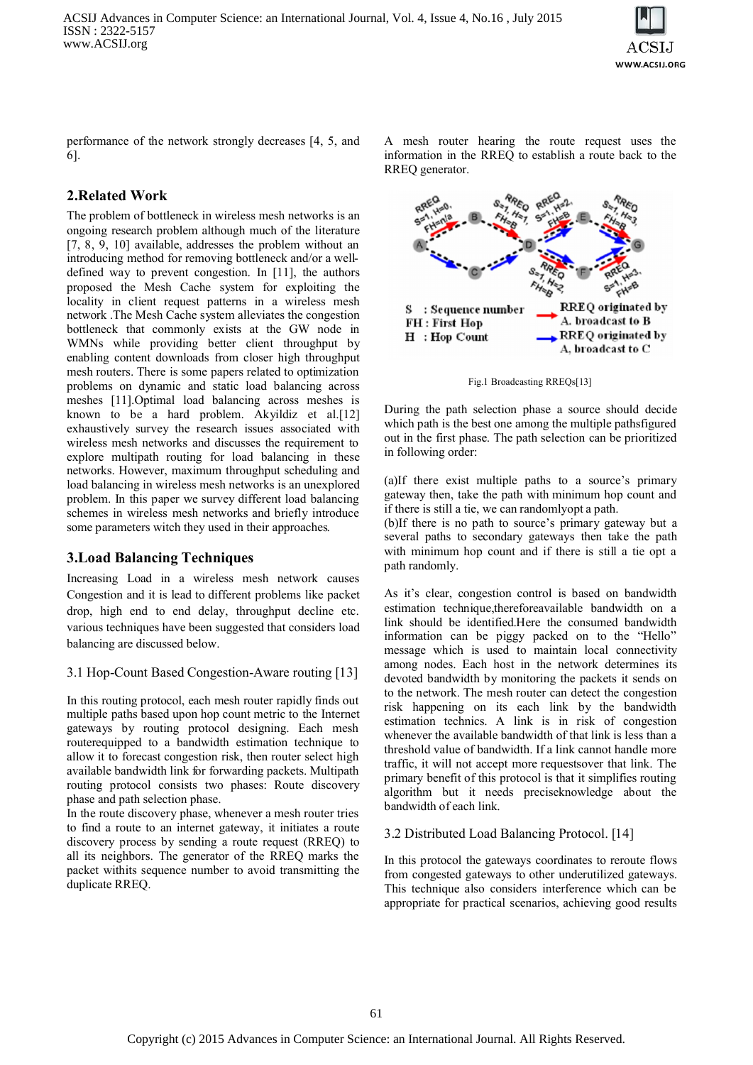performance of the network strongly decreases [4, 5, and 6].

## 2.Related Work

The problem of bottleneck in wireless mesh networks is an ongoing research problem although much of the literature [7, 8, 9, 10] available, addresses the problem without an introducing method for removing bottleneck and/or a well-defined way to prevent congestion. In [11], the authors proposed the Mesh Cache system for exploiting the locality in client request patterns in a wireless mesh network .The Mesh Cache system alleviates the congestion bottleneck that commonly exists at the GW node in WMNs while providing better client throughput by enabling content downloads from closer high throughput mesh routers. There is some papers related to optimization problems on dynamic and static load balancing across meshes [11].Optimal load balancing across meshes is known to be a hard problem. Akyildiz et al.[12] exhaustively survey the research issues associated with wireless mesh networks and discusses the requirement to explore multipath routing for load balancing in these networks. However, maximum throughput scheduling and load balancing in wireless mesh networks is an unexplored problem. In this paper we survey different load balancing schemes in wireless mesh networks and briefly introduce some parameters witch they used in their approaches.

## 3.Load Balancing Techniques

Increasing Load in a wireless mesh network causes Congestion and it is lead to different problems like packet drop, high end to end delay, throughput decline etc. various techniques have been suggested that considers load balancing are discussed below.

### 3.1 Hop-Count Based Congestion-Aware routing [13]

In this routing protocol, each mesh router rapidly finds out multiple paths based upon hop count metric to the Internet gateways by routing protocol designing. Each mesh routerequipped to a bandwidth estimation technique to allow it to forecast congestion risk, then router select high available bandwidth link for forwarding packets. Multipath routing protocol consists two phases: Route discovery phase and path selection phase.

In the route discovery phase, whenever a mesh router tries to find a route to an internet gateway, it initiates a route discovery process by sending a route request (RREQ) to all its neighbors. The generator of the RREQ marks the packet withits sequence number to avoid transmitting the duplicate RREQ.

A mesh router hearing the route request uses the information in the RREQ to establish a route back to the RREQ generator.

Fig.1 Broadcasting RREQs[13]

During the path selection phase a source should decide which path is the best one among the multiple pathsfigured out in the first phase. The path selection can be prioritized in following order:

(a)If there exist multiple paths to a source's primary gateway then, take the path with minimum hop count and if there is still a tie, we can randomlyopt a path.

(b)If there is no path to source's primary gateway but a several paths to secondary gateways then take the path with minimum hop count and if there is still a tie opt a path randomly.

As it's clear, congestion control is based on bandwidth estimation technique,thereforeavailable bandwidth on a link should be identified.Here the consumed bandwidth information can be piggy packed on to the "Hello" message which is used to maintain local connectivity among nodes. Each host in the network determines its devoted bandwidth by monitoring the packets it sends on to the network. The mesh router can detect the congestion risk happening on its each link by the bandwidth estimation technics. A link is in risk of congestion whenever the available bandwidth of that link is less than a threshold value of bandwidth. If a link cannot handle more traffic, it will not accept more requestsover that link. The primary benefit of this protocol is that it simplifies routing algorithm but it needs preciseknowledge about the bandwidth of each link.

### 3.2 Distributed Load Balancing Protocol. [14]

In this protocol the gateways coordinates to reroute flows from congested gateways to other underutilized gateways. This technique also considers interference which can be appropriate for practical scenarios, achieving good results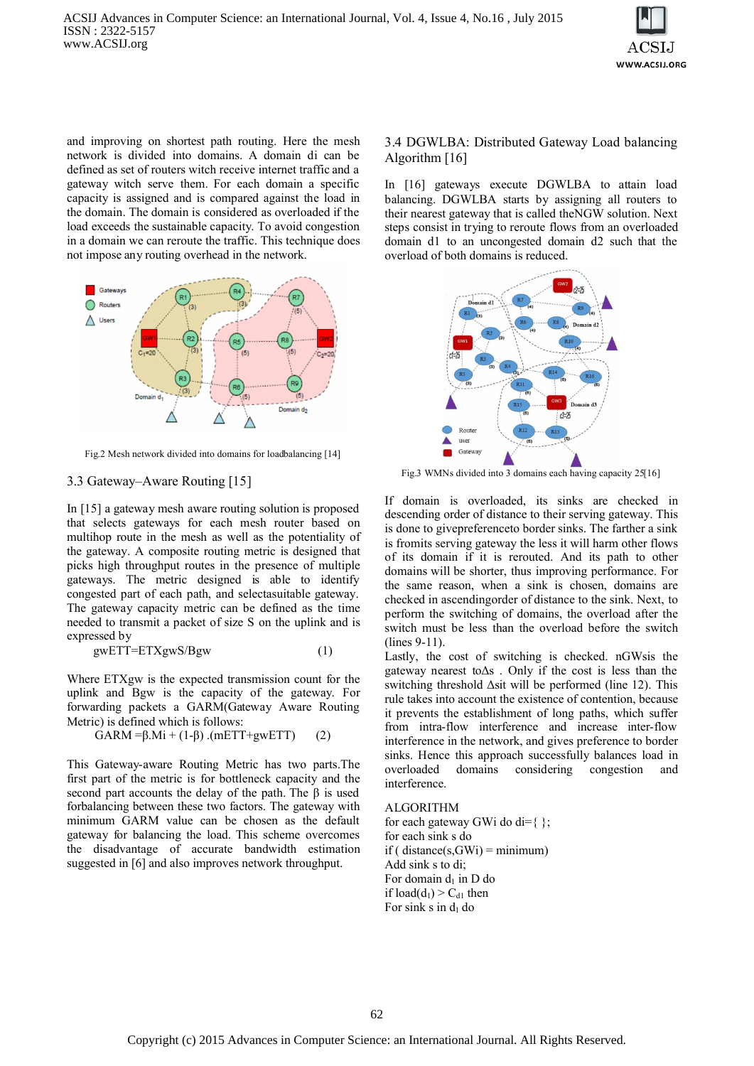and improving on shortest path routing. Here the mesh network is divided into domains. A domain di can be defined as set of routers witch receive internet traffic and a gateway witch serve them. For each domain a specific capacity is assigned and is compared against the load in the domain. The domain is considered as overloaded if the load exceeds the sustainable capacity. To avoid congestion in a domain we can reroute the traffic. This technique does not impose any routing overhead in the network.

Fig.2 Mesh network divided into domains for loadbalancing [14]

### 3.3 Gateway–Aware Routing [15]

In [15] a gateway mesh aware routing solution is proposed that selects gateways for each mesh router based on multihop route in the mesh as well as the potentiality of the gateway. A composite routing metric is designed that picks high throughput routes in the presence of multiple gateways. The metric designed is able to identify congested part of each path, and selectasuitable gateway. The gateway capacity metric can be defined as the time needed to transmit a packet of size S on the uplink and is expressed by

$$gwETT = ETXgwS/Bgw \qquad (1)$$

Where ETXgw is the expected transmission count for the uplink and Bgw is the capacity of the gateway. For forwarding packets a GARM(Gateway Aware Routing Metric) is defined which is follows:

$$GARM = \beta.Mi + (1-\beta).(mETT+gwETT) \qquad (2)$$

This Gateway-aware Routing Metric has two parts.The first part of the metric is for bottleneck capacity and the second part accounts the delay of the path. The β is used forbalancing between these two factors. The gateway with minimum GARM value can be chosen as the default gateway for balancing the load. This scheme overcomes the disadvantage of accurate bandwidth estimation suggested in [6] and also improves network throughput.

### 3.4 DGWLBA: Distributed Gateway Load balancing Algorithm [16]

In [16] gateways execute DGWLBA to attain load balancing. DGWLBA starts by assigning all routers to their nearest gateway that is called theNGW solution. Next steps consist in trying to reroute flows from an overloaded domain d1 to an uncongested domain d2 such that the overload of both domains is reduced.

Fig.3 WMNs divided into 3 domains each having capacity 25[16]

If domain is overloaded, its sinks are checked in descending order of distance to their serving gateway. This is done to givepreferenceto border sinks. The farther a sink is fromits serving gateway the less it will harm other flows of its domain if it is rerouted. And its path to other domains will be shorter, thus improving performance. For the same reason, when a sink is chosen, domains are checked in ascendingorder of distance to the sink. Next, to perform the switching of domains, the overload after the switch must be less than the overload before the switch (lines 9-11).

Lastly, the cost of switching is checked. nGWsis the gateway nearest toΔs . Only if the cost is less than the switching threshold Δsit will be performed (line 12). This rule takes into account the existence of contention, because it prevents the establishment of long paths, which suffer from intra-flow interference and increase inter-flow interference in the network, and gives preference to border sinks. Hence this approach successfully balances load in overloaded domains considering congestion and interference.

ALGORITHM

for each gateway GWi do di={ };
for each sink s do
if ( distance(s,GWi) = minimum)
Add sink s to di;
For domain $d_1$ in D do
if load($d_1$) > $C_{d1}$ then
For sink s in $d_1$ do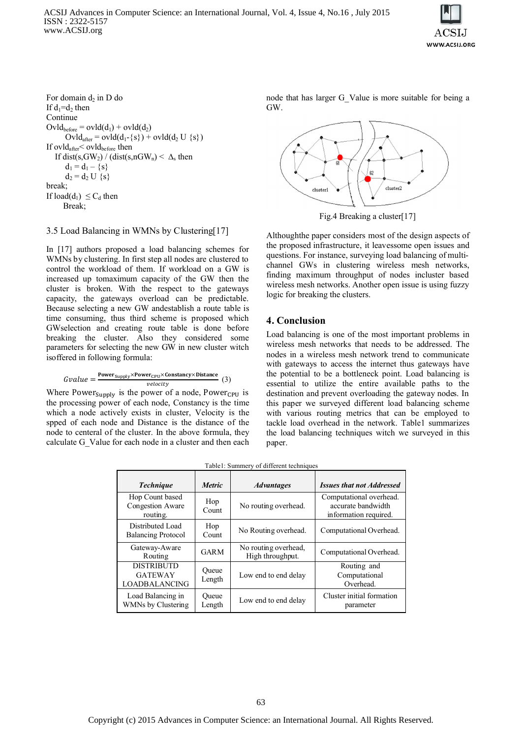For domain $d_2$ in D do
If $d_1$=$d_2$ then
Continue
$Ovld_{before}$ = ovld($d_1$) + ovld($d_2$)
$Ovld_{after}$ = ovld($d_1$-{s}) + ovld($d_2$ U {s})
If $ovld_{after}$< $ovld_{before}$ then
If dist(s,$GW_2$) / (dist(s,$nGW_n$) < $\Delta_s$ then
$d_1 = d_1 - \{s\}$
$d_2 = d_2 \cup \{s\}$
break;
If load($d_1$) $\leq C_d$ then
Break;

### 3.5 Load Balancing in WMNs by Clustering[17]

In [17] authors proposed a load balancing schemes for WMNs by clustering. In first step all nodes are clustered to control the workload of them. If workload on a GW is increased up tomaximum capacity of the GW then the cluster is broken. With the respect to the gateways capacity, the gateways overload can be predictable. Because selecting a new GW andestablish a route table is time consuming, thus third scheme is proposed which GWselection and creating route table is done before breaking the cluster. Also they considered some parameters for selecting the new GW in new cluster witch isoffered in following formula:

$$Gvalue = \frac{\text{Power}_{\text{Supply}} \times \text{Power}_{\text{CPU}} \times \text{Constancy} \times \text{Distance}}{velocity} \quad (3)$$

Where $\text{Power}_{\text{Supply}}$ is the power of a node, $\text{Power}_{\text{CPU}}$ is the processing power of each node, Constancy is the time which a node actively exists in cluster, Velocity is the spped of each node and Distance is the distance of the node to centeral of the cluster. In the above formula, they calculate G_Value for each node in a cluster and then each node that has larger G_Value is more suitable for being a GW.

Fig.4 Breaking a cluster[17]

Althoughthe paper considers most of the design aspects of the proposed infrastructure, it leavessome open issues and questions. For instance, surveying load balancing of multi-channel GWs in clustering wireless mesh networks, finding maximum throughput of nodes incluster based wireless mesh networks. Another open issue is using fuzzy logic for breaking the clusters.

## 4. Conclusion

Load balancing is one of the most important problems in wireless mesh networks that needs to be addressed. The nodes in a wireless mesh network trend to communicate with gateways to access the internet thus gateways have the potential to be a bottleneck point. Load balancing is essential to utilize the entire available paths to the destination and prevent overloading the gateway nodes. In this paper we surveyed different load balancing scheme with various routing metrics that can be employed to tackle load overhead in the network. Table1 summarizes the load balancing techniques witch we surveyed in this paper.

Table1: Summery of different techniques

| *Technique* | *Metric* | *Advantages* | *Issues that not Addressed* |
|---|---|---|---|
| Hop Count based Congestion Aware routing. | Hop Count | No routing overhead. | Computational overhead. accurate bandwidth information required. |
| Distributed Load Balancing Protocol | Hop Count | No Routing overhead. | Computational Overhead. |
| Gateway-Aware Routing | GARM | No routing overhead, High throughput. | Computational Overhead. |
| DISTRIBUTD GATEWAY LOADBALANCING | Queue Length | Low end to end delay | Routing and Computational Overhead. |
| Load Balancing in WMNs by Clustering | Queue Length | Low end to end delay | Cluster initial formation parameter |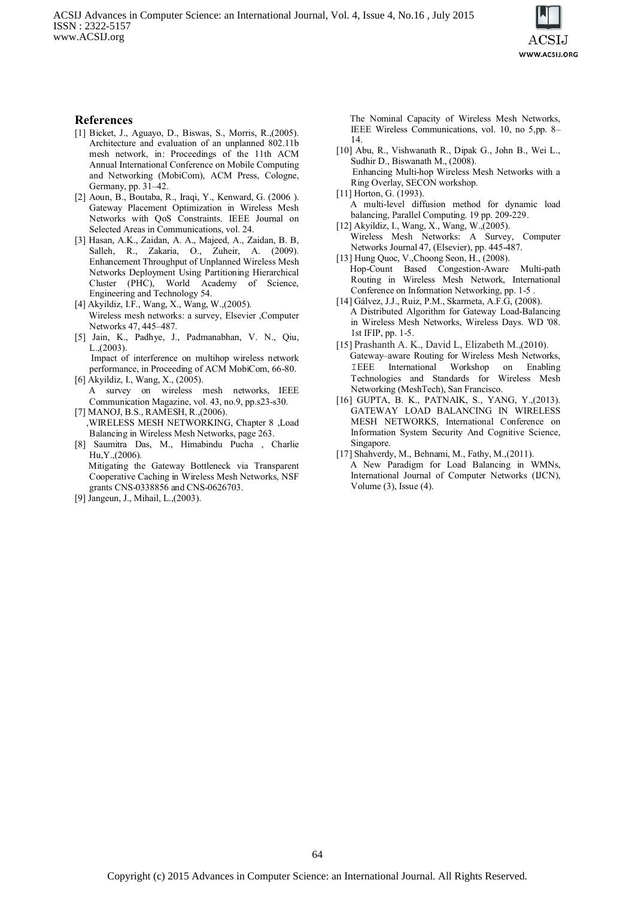## References

[1] Bicket, J., Aguayo, D., Biswas, S., Morris, R.,(2005). Architecture and evaluation of an unplanned 802.11b mesh network, in: Proceedings of the 11th ACM Annual International Conference on Mobile Computing and Networking (MobiCom), ACM Press, Cologne, Germany, pp. 31–42.

[2] Aoun, B., Boutaba, R., Iraqi, Y., Kenward, G. (2006 ). Gateway Placement Optimization in Wireless Mesh Networks with QoS Constraints. IEEE Journal on Selected Areas in Communications, vol. 24.

[3] Hasan, A.K., Zaidan, A. A., Majeed, A., Zaidan, B. B, Salleh, R., Zakaria, O., Zuheir, A. (2009). Enhancement Throughput of Unplanned Wireless Mesh Networks Deployment Using Partitioning Hierarchical Cluster (PHC), World Academy of Science, Engineering and Technology 54.

[4] Akyildiz, I.F., Wang, X., Wang, W.,(2005). Wireless mesh networks: a survey, Elsevier ,Computer Networks 47, 445–487.

[5] Jain, K., Padhye, J., Padmanabhan, V. N., Qiu, L.,(2003). Impact of interference on multihop wireless network performance, in Proceeding of ACM MobiCom, 66-80.

[6] Akyildiz, I., Wang, X., (2005). A survey on wireless mesh networks, IEEE Communication Magazine, vol. 43, no.9, pp.s23-s30.

[7] MANOJ, B.S., RAMESH, R.,(2006). ,WIRELESS MESH NETWORKING, Chapter 8 ,Load Balancing in Wireless Mesh Networks, page 263.

[8] Saumitra Das, M., Himabindu Pucha , Charlie Hu,Y.,(2006). Mitigating the Gateway Bottleneck via Transparent Cooperative Caching in Wireless Mesh Networks, NSF grants CNS-0338856 and CNS-0626703.

[9] Jangeun, J., Mihail, L.,(2003). The Nominal Capacity of Wireless Mesh Networks, IEEE Wireless Communications, vol. 10, no 5,pp. 8–14.

[10] Abu, R., Vishwanath R., Dipak G., John B., Wei L., Sudhir D., Biswanath M., (2008). Enhancing Multi-hop Wireless Mesh Networks with a Ring Overlay, SECON workshop.

[11] Horton, G. (1993). A multi-level diffusion method for dynamic load balancing, Parallel Computing. 19 pp. 209-229.

[12] Akyildiz, I., Wang, X., Wang, W.,(2005). Wireless Mesh Networks: A Survey, Computer Networks Journal 47, (Elsevier), pp. 445-487.

[13] Hung Quoc, V.,Choong Seon, H., (2008). Hop-Count Based Congestion-Aware Multi-path Routing in Wireless Mesh Network, International Conference on Information Networking, pp. 1-5 .

[14] Gálvez, J.J., Ruiz, P.M., Skarmeta, A.F.G, (2008). A Distributed Algorithm for Gateway Load-Balancing in Wireless Mesh Networks, Wireless Days. WD '08. 1st IFIP, pp. 1-5.

[15] Prashanth A. K., David L, Elizabeth M.,(2010). Gateway–aware Routing for Wireless Mesh Networks, IEEE International Workshop on Enabling Technologies and Standards for Wireless Mesh Networking (MeshTech), San Francisco.

[16] GUPTA, B. K., PATNAIK, S., YANG, Y.,(2013). GATEWAY LOAD BALANCING IN WIRELESS MESH NETWORKS, International Conference on Information System Security And Cognitive Science, Singapore.

[17] Shahverdy, M., Behnami, M., Fathy, M.,(2011). A New Paradigm for Load Balancing in WMNs, International Journal of Computer Networks (IJCN), Volume (3), Issue (4).